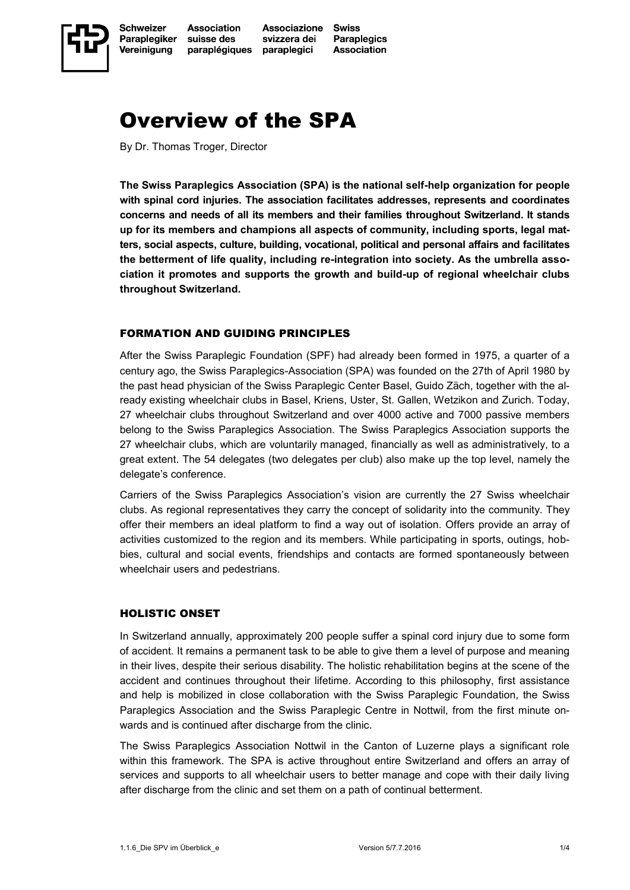# Overview of the SPA

By Dr. Thomas Troger, Director

**The Swiss Paraplegics Association (SPA) is the national self-help organization for people with spinal cord injuries. The association facilitates addresses, represents and coordinates concerns and needs of all its members and their families throughout Switzerland. It stands up for its members and champions all aspects of community, including sports, legal matters, social aspects, culture, building, vocational, political and personal affairs and facilitates the betterment of life quality, including re-integration into society. As the umbrella association it promotes and supports the growth and build-up of regional wheelchair clubs throughout Switzerland.**

## FORMATION AND GUIDING PRINCIPLES

After the Swiss Paraplegic Foundation (SPF) had already been formed in 1975, a quarter of a century ago, the Swiss Paraplegics-Association (SPA) was founded on the 27th of April 1980 by the past head physician of the Swiss Paraplegic Center Basel, Guido Zäch, together with the already existing wheelchair clubs in Basel, Kriens, Uster, St. Gallen, Wetzikon and Zurich. Today, 27 wheelchair clubs throughout Switzerland and over 4000 active and 7000 passive members belong to the Swiss Paraplegics Association. The Swiss Paraplegics Association supports the 27 wheelchair clubs, which are voluntarily managed, financially as well as administratively, to a great extent. The 54 delegates (two delegates per club) also make up the top level, namely the delegate's conference.

Carriers of the Swiss Paraplegics Association's vision are currently the 27 Swiss wheelchair clubs. As regional representatives they carry the concept of solidarity into the community. They offer their members an ideal platform to find a way out of isolation. Offers provide an array of activities customized to the region and its members. While participating in sports, outings, hobbies, cultural and social events, friendships and contacts are formed spontaneously between wheelchair users and pedestrians.

## HOLISTIC ONSET

In Switzerland annually, approximately 200 people suffer a spinal cord injury due to some form of accident. It remains a permanent task to be able to give them a level of purpose and meaning in their lives, despite their serious disability. The holistic rehabilitation begins at the scene of the accident and continues throughout their lifetime. According to this philosophy, first assistance and help is mobilized in close collaboration with the Swiss Paraplegic Foundation, the Swiss Paraplegics Association and the Swiss Paraplegic Centre in Nottwil, from the first minute onwards and is continued after discharge from the clinic.

The Swiss Paraplegics Association Nottwil in the Canton of Luzerne plays a significant role within this framework. The SPA is active throughout entire Switzerland and offers an array of services and supports to all wheelchair users to better manage and cope with their daily living after discharge from the clinic and set them on a path of continual betterment.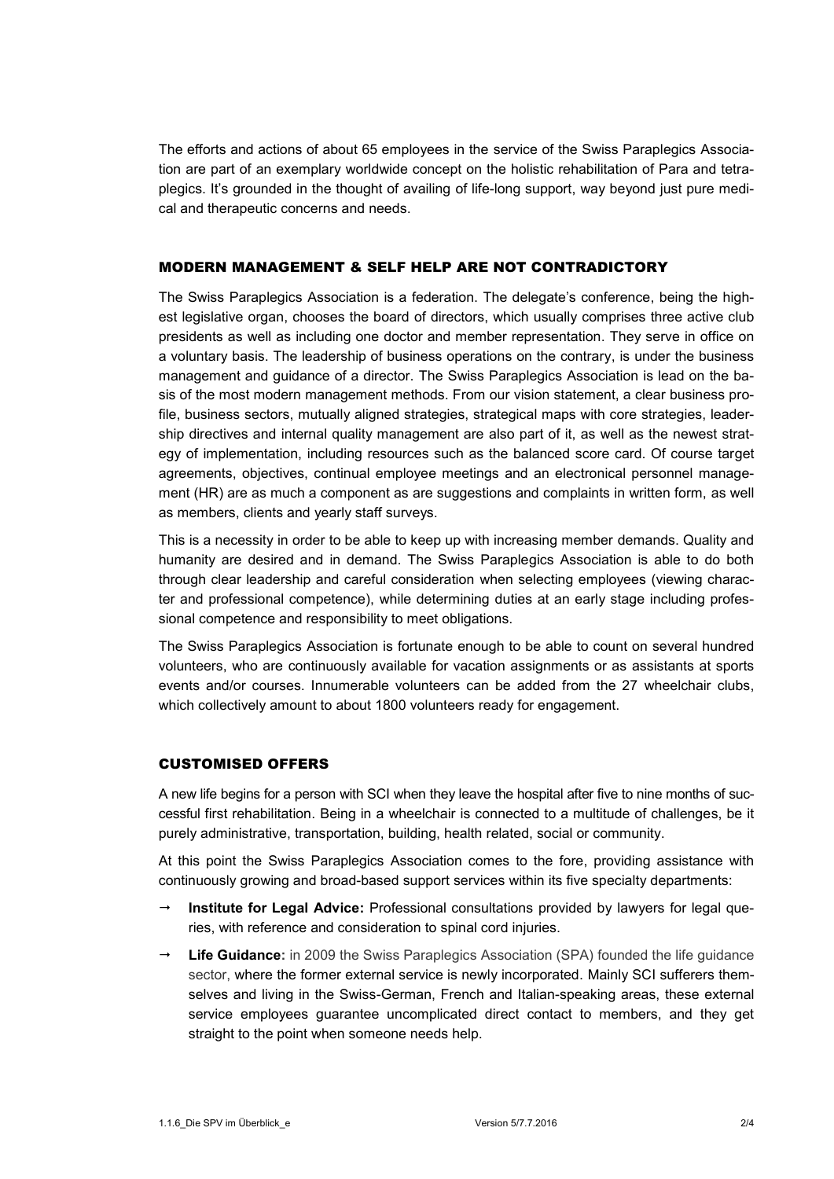The efforts and actions of about 65 employees in the service of the Swiss Paraplegics Association are part of an exemplary worldwide concept on the holistic rehabilitation of Para and tetraplegics. It's grounded in the thought of availing of life-long support, way beyond just pure medical and therapeutic concerns and needs.

## MODERN MANAGEMENT & SELF HELP ARE NOT CONTRADICTORY

The Swiss Paraplegics Association is a federation. The delegate's conference, being the highest legislative organ, chooses the board of directors, which usually comprises three active club presidents as well as including one doctor and member representation. They serve in office on a voluntary basis. The leadership of business operations on the contrary, is under the business management and guidance of a director. The Swiss Paraplegics Association is lead on the basis of the most modern management methods. From our vision statement, a clear business profile, business sectors, mutually aligned strategies, strategical maps with core strategies, leadership directives and internal quality management are also part of it, as well as the newest strategy of implementation, including resources such as the balanced score card. Of course target agreements, objectives, continual employee meetings and an electronical personnel management (HR) are as much a component as are suggestions and complaints in written form, as well as members, clients and yearly staff surveys.

This is a necessity in order to be able to keep up with increasing member demands. Quality and humanity are desired and in demand. The Swiss Paraplegics Association is able to do both through clear leadership and careful consideration when selecting employees (viewing character and professional competence), while determining duties at an early stage including professional competence and responsibility to meet obligations.

The Swiss Paraplegics Association is fortunate enough to be able to count on several hundred volunteers, who are continuously available for vacation assignments or as assistants at sports events and/or courses. Innumerable volunteers can be added from the 27 wheelchair clubs, which collectively amount to about 1800 volunteers ready for engagement.

## CUSTOMISED OFFERS

A new life begins for a person with SCI when they leave the hospital after five to nine months of successful first rehabilitation. Being in a wheelchair is connected to a multitude of challenges, be it purely administrative, transportation, building, health related, social or community.

At this point the Swiss Paraplegics Association comes to the fore, providing assistance with continuously growing and broad-based support services within its five specialty departments:

- → **Institute for Legal Advice:** Professional consultations provided by lawyers for legal queries, with reference and consideration to spinal cord injuries.
- → **Life Guidance:** in 2009 the Swiss Paraplegics Association (SPA) founded the life guidance sector, where the former external service is newly incorporated. Mainly SCI sufferers themselves and living in the Swiss-German, French and Italian-speaking areas, these external service employees guarantee uncomplicated direct contact to members, and they get straight to the point when someone needs help.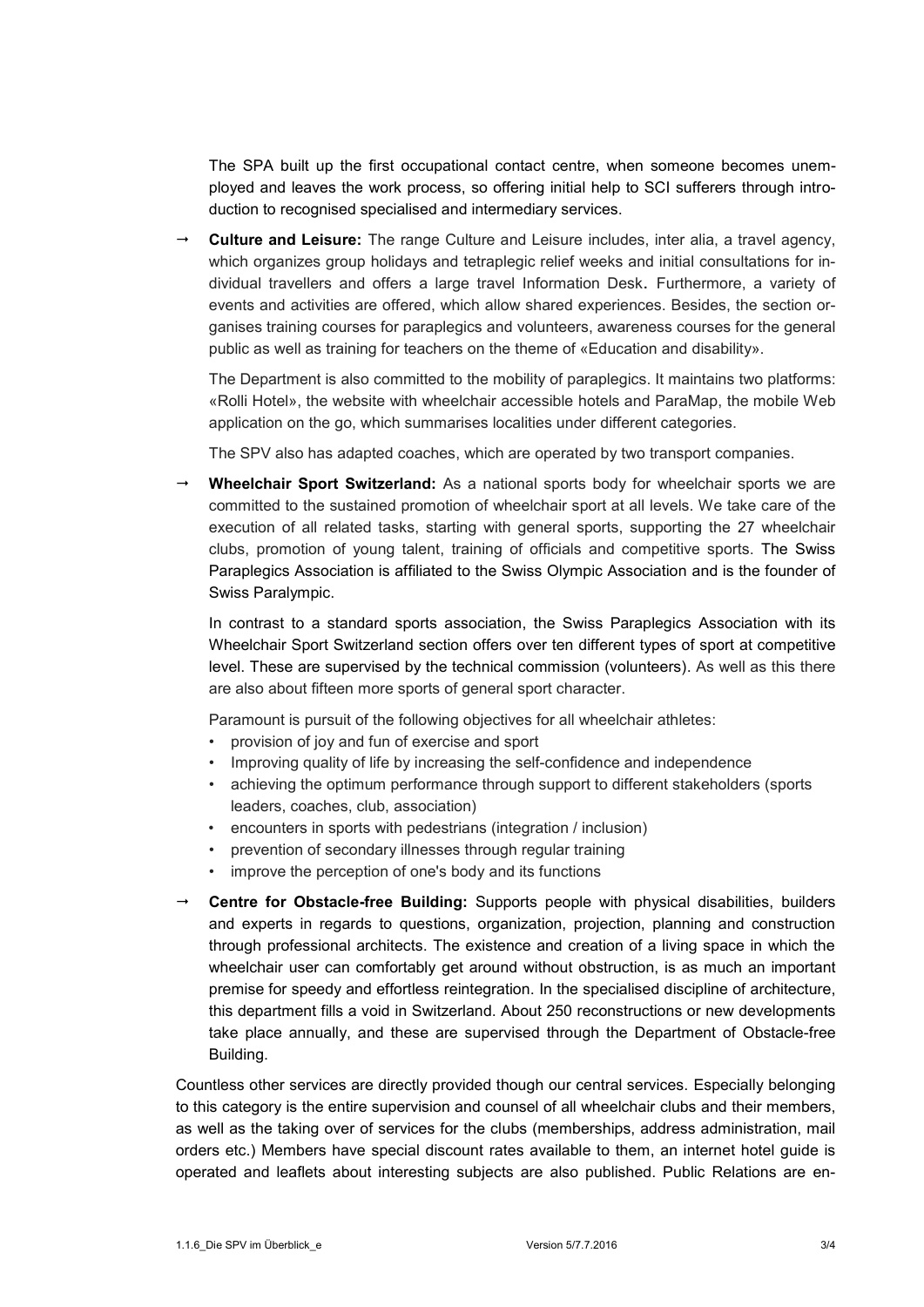The SPA built up the first occupational contact centre, when someone becomes unemployed and leaves the work process, so offering initial help to SCI sufferers through introduction to recognised specialised and intermediary services.

→ **Culture and Leisure:** The range Culture and Leisure includes, inter alia, a travel agency, which organizes group holidays and tetraplegic relief weeks and initial consultations for individual travellers and offers a large travel Information Desk. Furthermore, a variety of events and activities are offered, which allow shared experiences. Besides, the section organises training courses for paraplegics and volunteers, awareness courses for the general public as well as training for teachers on the theme of «Education and disability».

  The Department is also committed to the mobility of paraplegics. It maintains two platforms: «Rolli Hotel», the website with wheelchair accessible hotels and ParaMap, the mobile Web application on the go, which summarises localities under different categories.

  The SPV also has adapted coaches, which are operated by two transport companies.

→ **Wheelchair Sport Switzerland:** As a national sports body for wheelchair sports we are committed to the sustained promotion of wheelchair sport at all levels. We take care of the execution of all related tasks, starting with general sports, supporting the 27 wheelchair clubs, promotion of young talent, training of officials and competitive sports. The Swiss Paraplegics Association is affiliated to the Swiss Olympic Association and is the founder of Swiss Paralympic.

  In contrast to a standard sports association, the Swiss Paraplegics Association with its Wheelchair Sport Switzerland section offers over ten different types of sport at competitive level. These are supervised by the technical commission (volunteers). As well as this there are also about fifteen more sports of general sport character.

  Paramount is pursuit of the following objectives for all wheelchair athletes:

  - provision of joy and fun of exercise and sport
  - Improving quality of life by increasing the self-confidence and independence
  - achieving the optimum performance through support to different stakeholders (sports leaders, coaches, club, association)
  - encounters in sports with pedestrians (integration / inclusion)
  - prevention of secondary illnesses through regular training
  - improve the perception of one's body and its functions

→ **Centre for Obstacle-free Building:** Supports people with physical disabilities, builders and experts in regards to questions, organization, projection, planning and construction through professional architects. The existence and creation of a living space in which the wheelchair user can comfortably get around without obstruction, is as much an important premise for speedy and effortless reintegration. In the specialised discipline of architecture, this department fills a void in Switzerland. About 250 reconstructions or new developments take place annually, and these are supervised through the Department of Obstacle-free Building.

Countless other services are directly provided though our central services. Especially belonging to this category is the entire supervision and counsel of all wheelchair clubs and their members, as well as the taking over of services for the clubs (memberships, address administration, mail orders etc.) Members have special discount rates available to them, an internet hotel guide is operated and leaflets about interesting subjects are also published. Public Relations are en-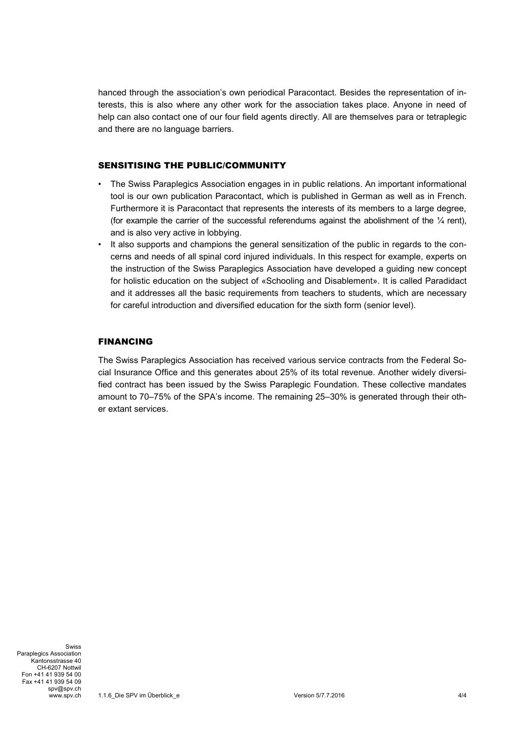hanced through the association's own periodical Paracontact. Besides the representation of interests, this is also where any other work for the association takes place. Anyone in need of help can also contact one of our four field agents directly. All are themselves para or tetraplegic and there are no language barriers.

## SENSITISING THE PUBLIC/COMMUNITY

- The Swiss Paraplegics Association engages in in public relations. An important informational tool is our own publication Paracontact, which is published in German as well as in French. Furthermore it is Paracontact that represents the interests of its members to a large degree, (for example the carrier of the successful referendums against the abolishment of the ¼ rent), and is also very active in lobbying.
- It also supports and champions the general sensitization of the public in regards to the concerns and needs of all spinal cord injured individuals. In this respect for example, experts on the instruction of the Swiss Paraplegics Association have developed a guiding new concept for holistic education on the subject of «Schooling and Disablement». It is called Paradidact and it addresses all the basic requirements from teachers to students, which are necessary for careful introduction and diversified education for the sixth form (senior level).

## FINANCING

The Swiss Paraplegics Association has received various service contracts from the Federal Social Insurance Office and this generates about 25% of its total revenue. Another widely diversified contract has been issued by the Swiss Paraplegic Foundation. These collective mandates amount to 70–75% of the SPA's income. The remaining 25–30% is generated through their other extant services.

Swiss
Paraplegics Association
Kantonsstrasse 40
CH-6207 Nottwil
Fon +41 41 939 54 00
Fax +41 41 939 54 09
spv@spv.ch
www.spv.ch